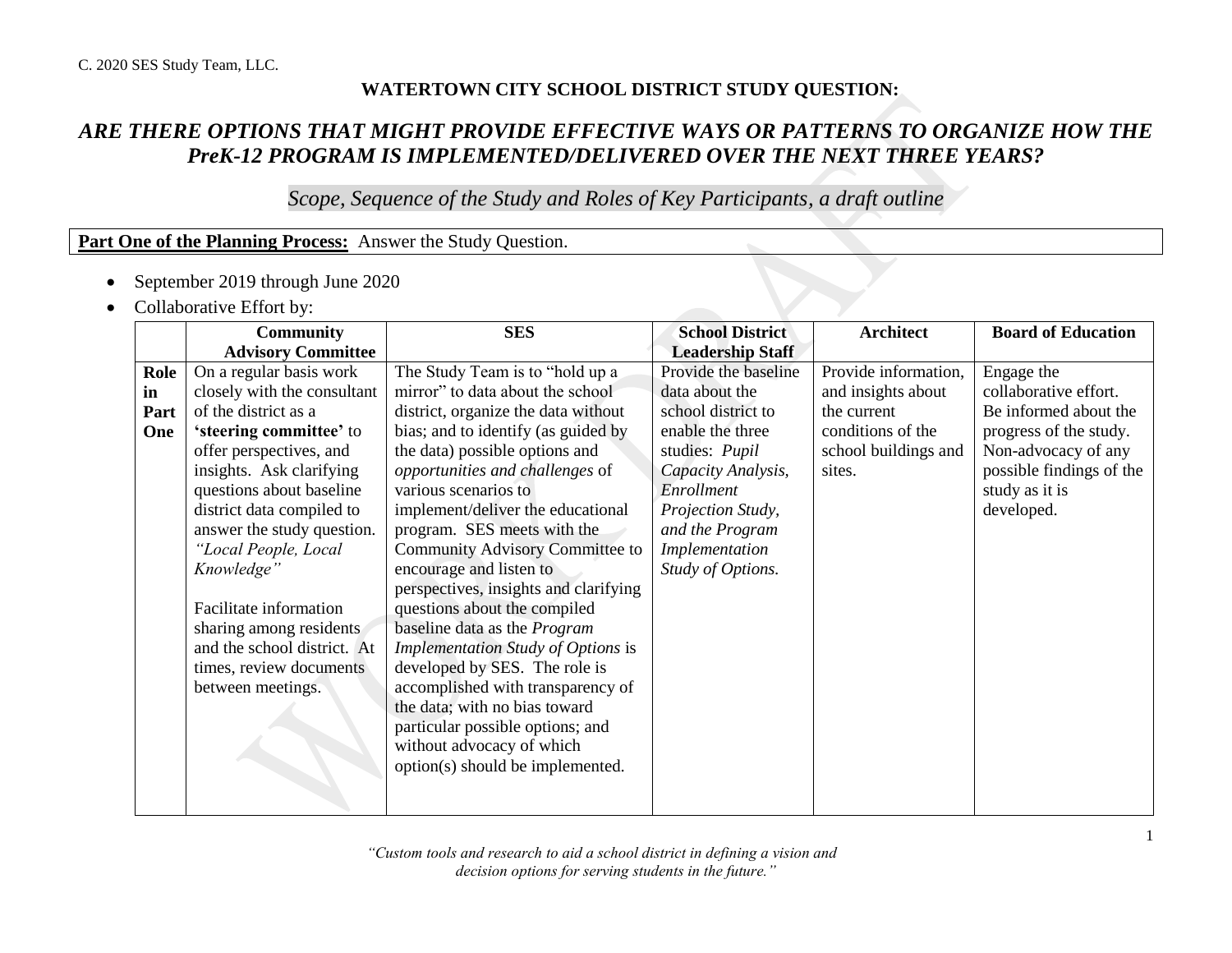C. 2020 SES Study Team, LLC.

**WATERTOWN CITY SCHOOL DISTRICT STUDY QUESTION:**

# *ARE THERE OPTIONS THAT MIGHT PROVIDE EFFECTIVE WAYS OR PATTERNS TO ORGANIZE HOW THE PreK-12 PROGRAM IS IMPLEMENTED/DELIVERED OVER THE NEXT THREE YEARS?*

## *Scope, Sequence of the Study and Roles of Key Participants, a draft outline*

**Part One of the Planning Process:** Answer the Study Question.

- September 2019 through June 2020
- Collaborative Effort by:

| | Community Advisory Committee | SES | School District Leadership Staff | Architect | Board of Education |
|---|---|---|---|---|---|
| **Role in Part One** | On a regular basis work closely with the consultant of the district as a **'steering committee'** to offer perspectives, and insights. Ask clarifying questions about baseline district data compiled to answer the study question. *"Local People, Local Knowledge"*<br><br>Facilitate information sharing among residents and the school district. At times, review documents between meetings. | The Study Team is to "hold up a mirror" to data about the school district, organize the data without bias; and to identify (as guided by the data) possible options and *opportunities and challenges* of various scenarios to implement/deliver the educational program. SES meets with the Community Advisory Committee to encourage and listen to perspectives, insights and clarifying questions about the compiled baseline data as the *Program Implementation Study of Options* is developed by SES. The role is accomplished with transparency of the data; with no bias toward particular possible options; and without advocacy of which option(s) should be implemented. | Provide the baseline data about the school district to enable the three studies: *Pupil Capacity Analysis, Enrollment Projection Study, and the Program Implementation Study of Options.* | Provide information, and insights about the current conditions of the school buildings and sites. | Engage the collaborative effort. Be informed about the progress of the study. Non-advocacy of any possible findings of the study as it is developed. |

*"Custom tools and research to aid a school district in defining a vision and decision options for serving students in the future."*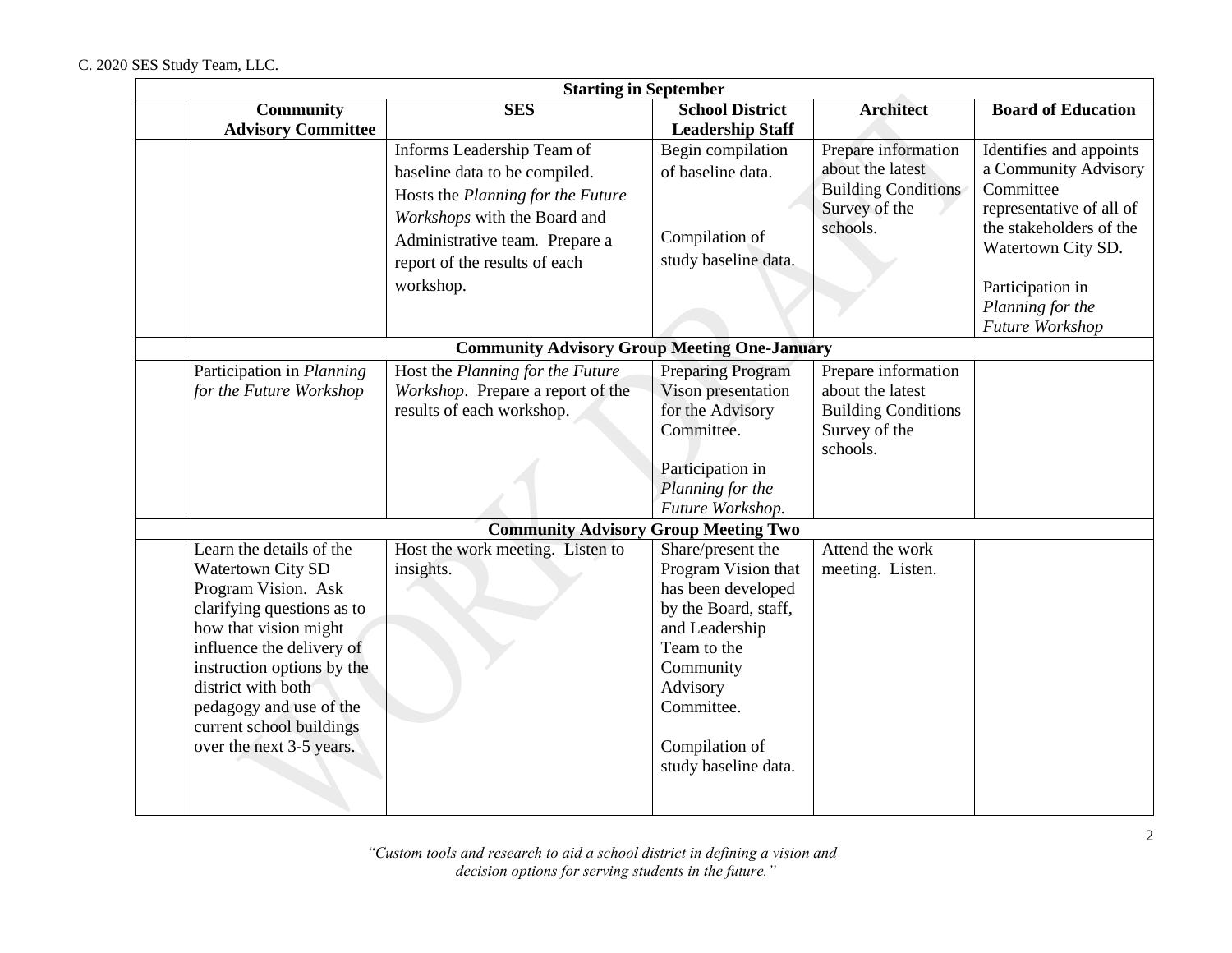C. 2020 SES Study Team, LLC.

| | Community Advisory Committee | SES | School District Leadership Staff | Architect | Board of Education |
|---|---|---|---|---|---|
| **Starting in September** | | | | | |
| | | Informs Leadership Team of baseline data to be compiled. Hosts the *Planning for the Future Workshops* with the Board and Administrative team. Prepare a report of the results of each workshop. | Begin compilation of baseline data.<br><br>Compilation of study baseline data. | Prepare information about the latest Building Conditions Survey of the schools. | Identifies and appoints a Community Advisory Committee representative of all of the stakeholders of the Watertown City SD.<br><br>Participation in *Planning for the Future Workshop* |
| **Community Advisory Group Meeting One-January** | | | | | |
| | Participation in *Planning for the Future Workshop* | Host the *Planning for the Future Workshop*. Prepare a report of the results of each workshop. | Preparing Program Vison presentation for the Advisory Committee.<br><br>Participation in *Planning for the Future Workshop.* | Prepare information about the latest Building Conditions Survey of the schools. | |
| **Community Advisory Group Meeting Two** | | | | | |
| | Learn the details of the Watertown City SD Program Vision. Ask clarifying questions as to how that vision might influence the delivery of instruction options by the district with both pedagogy and use of the current school buildings over the next 3-5 years. | Host the work meeting. Listen to insights. | Share/present the Program Vision that has been developed by the Board, staff, and Leadership Team to the Community Advisory Committee.<br><br>Compilation of study baseline data. | Attend the work meeting. Listen. | |

*"Custom tools and research to aid a school district in defining a vision and decision options for serving students in the future."*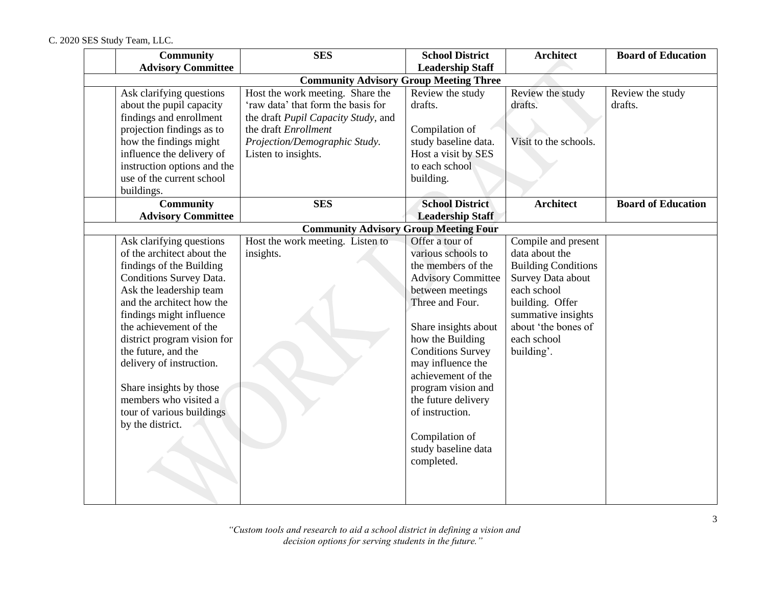| | Community Advisory Committee | SES | School District Leadership Staff | Architect | Board of Education |
|---|---|---|---|---|---|
| | | | **Community Advisory Group Meeting Three** | | |
| | Ask clarifying questions about the pupil capacity findings and enrollment projection findings as to how the findings might influence the delivery of instruction options and the use of the current school buildings. | Host the work meeting. Share the 'raw data' that form the basis for the draft *Pupil Capacity Study*, and the draft *Enrollment Projection/Demographic Study.* Listen to insights. | Review the study drafts.<br><br>Compilation of study baseline data. Host a visit by SES to each school building. | Review the study drafts.<br><br>Visit to the schools. | Review the study drafts. |
| | **Community Advisory Committee** | **SES** | **School District Leadership Staff** | **Architect** | **Board of Education** |
| | | | **Community Advisory Group Meeting Four** | | |
| | Ask clarifying questions of the architect about the findings of the Building Conditions Survey Data. Ask the leadership team and the architect how the findings might influence the achievement of the district program vision for the future, and the delivery of instruction.<br><br>Share insights by those members who visited a tour of various buildings by the district. | Host the work meeting. Listen to insights. | Offer a tour of various schools to the members of the Advisory Committee between meetings Three and Four.<br><br>Share insights about how the Building Conditions Survey may influence the achievement of the program vision and the future delivery of instruction.<br><br>Compilation of study baseline data completed. | Compile and present data about the Building Conditions Survey Data about each school building. Offer summative insights about 'the bones of each school building'. | |

*"Custom tools and research to aid a school district in defining a vision and decision options for serving students in the future."*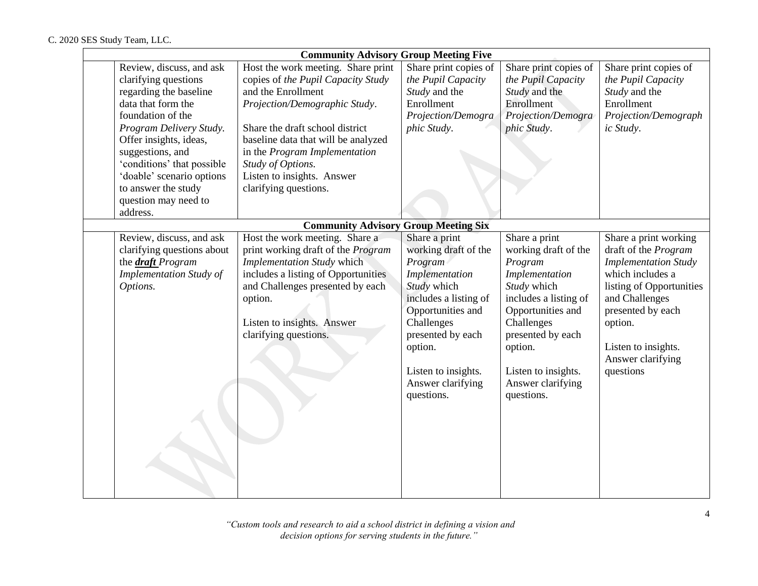| Community Advisory Group Meeting Five | | | | | |
|---|---|---|---|---|---|
| | Review, discuss, and ask clarifying questions regarding the baseline data that form the foundation of the *Program Delivery Study.* Offer insights, ideas, suggestions, and 'conditions' that possible 'doable' scenario options to answer the study question may need to address. | Host the work meeting. Share print copies of *the Pupil Capacity Study* and the Enrollment *Projection/Demographic Study*.<br><br>Share the draft school district baseline data that will be analyzed in the *Program Implementation Study of Options.*<br>Listen to insights. Answer clarifying questions. | Share print copies of *the Pupil Capacity Study* and the Enrollment *Projection/Demographic Study*. | Share print copies of *the Pupil Capacity Study* and the Enrollment *Projection/Demographic Study*. | Share print copies of *the Pupil Capacity Study* and the Enrollment *Projection/Demographic Study*. |
| **Community Advisory Group Meeting Six** | | | | | |
| | Review, discuss, and ask clarifying questions about the ***draft*** *Program Implementation Study of Options.* | Host the work meeting. Share a print working draft of the *Program Implementation Study* which includes a listing of Opportunities and Challenges presented by each option.<br><br>Listen to insights. Answer clarifying questions. | Share a print working draft of the *Program Implementation Study* which includes a listing of Opportunities and Challenges presented by each option.<br><br>Listen to insights. Answer clarifying questions. | Share a print working draft of the *Program Implementation Study* which includes a listing of Opportunities and Challenges presented by each option.<br><br>Listen to insights. Answer clarifying questions. | Share a print working draft of the *Program Implementation Study* which includes a listing of Opportunities and Challenges presented by each option.<br><br>Listen to insights. Answer clarifying questions |

*"Custom tools and research to aid a school district in defining a vision and decision options for serving students in the future."*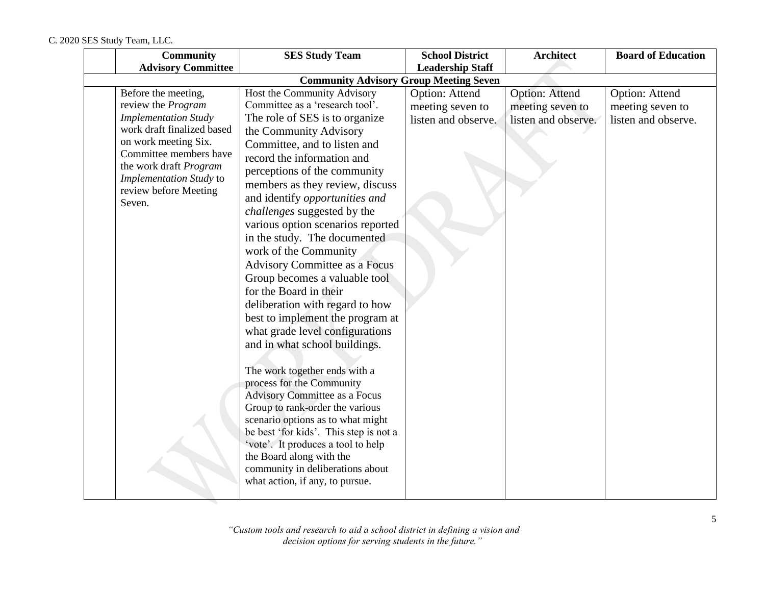C. 2020 SES Study Team, LLC.

| | Community Advisory Committee | SES Study Team | School District Leadership Staff | Architect | Board of Education |
|---|---|---|---|---|---|
| | **Community Advisory Group Meeting Seven** | | | | |
| | Before the meeting, review the *Program Implementation Study* work draft finalized based on work meeting Six. Committee members have the work draft *Program Implementation Study* to review before Meeting Seven. | Host the Community Advisory Committee as a 'research tool'. The role of SES is to organize the Community Advisory Committee, and to listen and record the information and perceptions of the community members as they review, discuss and identify *opportunities and challenges* suggested by the various option scenarios reported in the study. The documented work of the Community Advisory Committee as a Focus Group becomes a valuable tool for the Board in their deliberation with regard to how best to implement the program at what grade level configurations and in what school buildings.<br><br>The work together ends with a process for the Community Advisory Committee as a Focus Group to rank-order the various scenario options as to what might be best 'for kids'. This step is not a 'vote'. It produces a tool to help the Board along with the community in deliberations about what action, if any, to pursue. | Option: Attend meeting seven to listen and observe. | Option: Attend meeting seven to listen and observe. | Option: Attend meeting seven to listen and observe. |

*"Custom tools and research to aid a school district in defining a vision and decision options for serving students in the future."*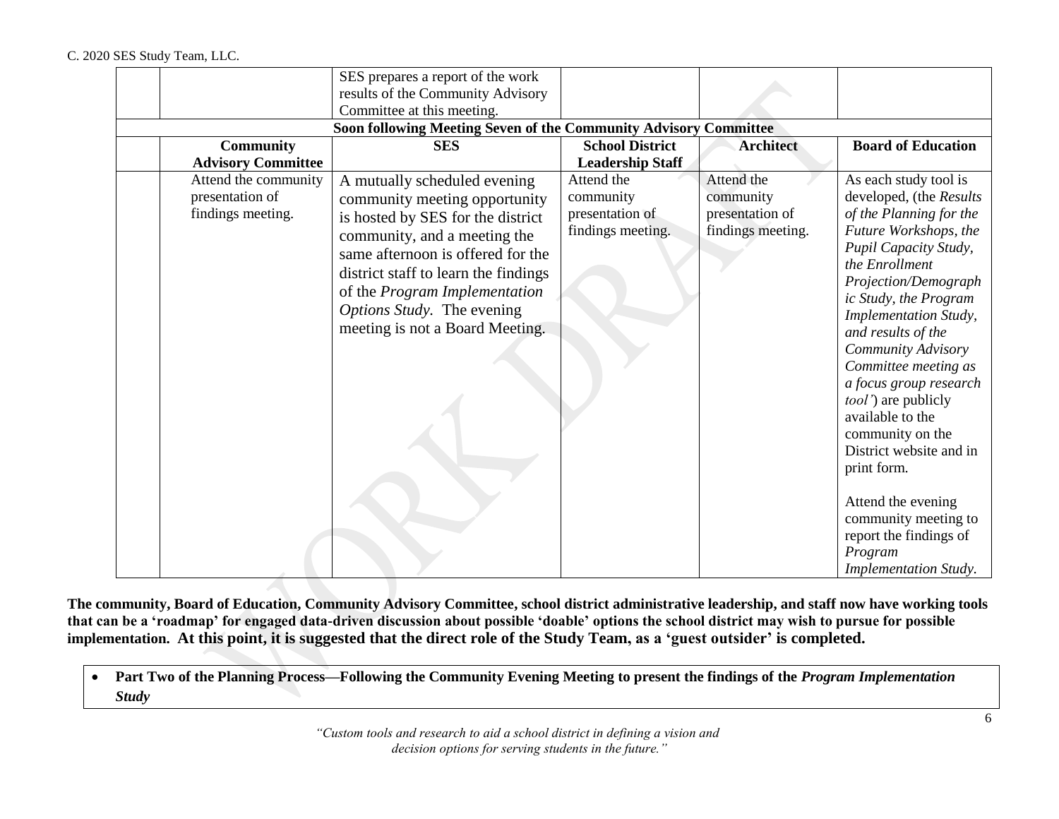| | | | | | |
|---|---|---|---|---|---|
| | | SES prepares a report of the work results of the Community Advisory Committee at this meeting. | | | |
| **Soon following Meeting Seven of the Community Advisory Committee** | | | | | |
| | **Community Advisory Committee** | **SES** | **School District Leadership Staff** | **Architect** | **Board of Education** |
| | Attend the community presentation of findings meeting. | A mutually scheduled evening community meeting opportunity is hosted by SES for the district community, and a meeting the same afternoon is offered for the district staff to learn the findings of the *Program Implementation Options Study.* The evening meeting is not a Board Meeting. | Attend the community presentation of findings meeting. | Attend the community presentation of findings meeting. | As each study tool is developed, (the *Results of the Planning for the Future Workshops, the Pupil Capacity Study, the Enrollment Projection/Demographic Study, the Program Implementation Study, and results of the Community Advisory Committee meeting as a focus group research tool'*) are publicly available to the community on the District website and in print form.<br><br>Attend the evening community meeting to report the findings of *Program Implementation Study.* |

**The community, Board of Education, Community Advisory Committee, school district administrative leadership, and staff now have working tools that can be a 'roadmap' for engaged data-driven discussion about possible 'doable' options the school district may wish to pursue for possible implementation. At this point, it is suggested that the direct role of the Study Team, as a 'guest outsider' is completed.**

- **Part Two of the Planning Process—Following the Community Evening Meeting to present the findings of the *Program Implementation Study***

*"Custom tools and research to aid a school district in defining a vision and decision options for serving students in the future."*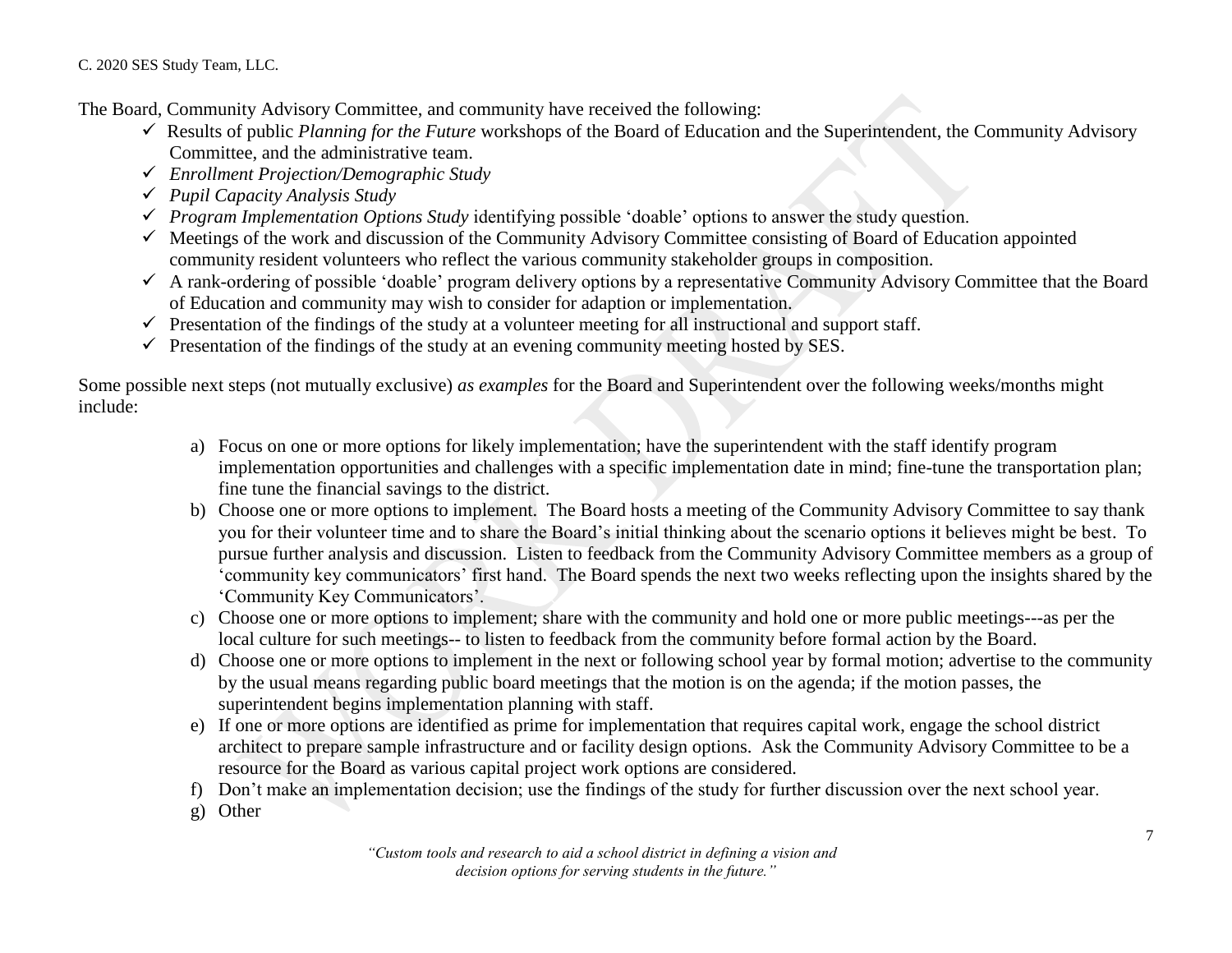The Board, Community Advisory Committee, and community have received the following:

- ✓ Results of public *Planning for the Future* workshops of the Board of Education and the Superintendent, the Community Advisory Committee, and the administrative team.
- ✓ *Enrollment Projection/Demographic Study*
- ✓ *Pupil Capacity Analysis Study*
- ✓ *Program Implementation Options Study* identifying possible 'doable' options to answer the study question.
- ✓ Meetings of the work and discussion of the Community Advisory Committee consisting of Board of Education appointed community resident volunteers who reflect the various community stakeholder groups in composition.
- ✓ A rank-ordering of possible 'doable' program delivery options by a representative Community Advisory Committee that the Board of Education and community may wish to consider for adaption or implementation.
- ✓ Presentation of the findings of the study at a volunteer meeting for all instructional and support staff.
- ✓ Presentation of the findings of the study at an evening community meeting hosted by SES.

Some possible next steps (not mutually exclusive) *as examples* for the Board and Superintendent over the following weeks/months might include:

a) Focus on one or more options for likely implementation; have the superintendent with the staff identify program implementation opportunities and challenges with a specific implementation date in mind; fine-tune the transportation plan; fine tune the financial savings to the district.

b) Choose one or more options to implement. The Board hosts a meeting of the Community Advisory Committee to say thank you for their volunteer time and to share the Board's initial thinking about the scenario options it believes might be best. To pursue further analysis and discussion. Listen to feedback from the Community Advisory Committee members as a group of 'community key communicators' first hand. The Board spends the next two weeks reflecting upon the insights shared by the 'Community Key Communicators'.

c) Choose one or more options to implement; share with the community and hold one or more public meetings---as per the local culture for such meetings-- to listen to feedback from the community before formal action by the Board.

d) Choose one or more options to implement in the next or following school year by formal motion; advertise to the community by the usual means regarding public board meetings that the motion is on the agenda; if the motion passes, the superintendent begins implementation planning with staff.

e) If one or more options are identified as prime for implementation that requires capital work, engage the school district architect to prepare sample infrastructure and or facility design options. Ask the Community Advisory Committee to be a resource for the Board as various capital project work options are considered.

f) Don't make an implementation decision; use the findings of the study for further discussion over the next school year.

g) Other